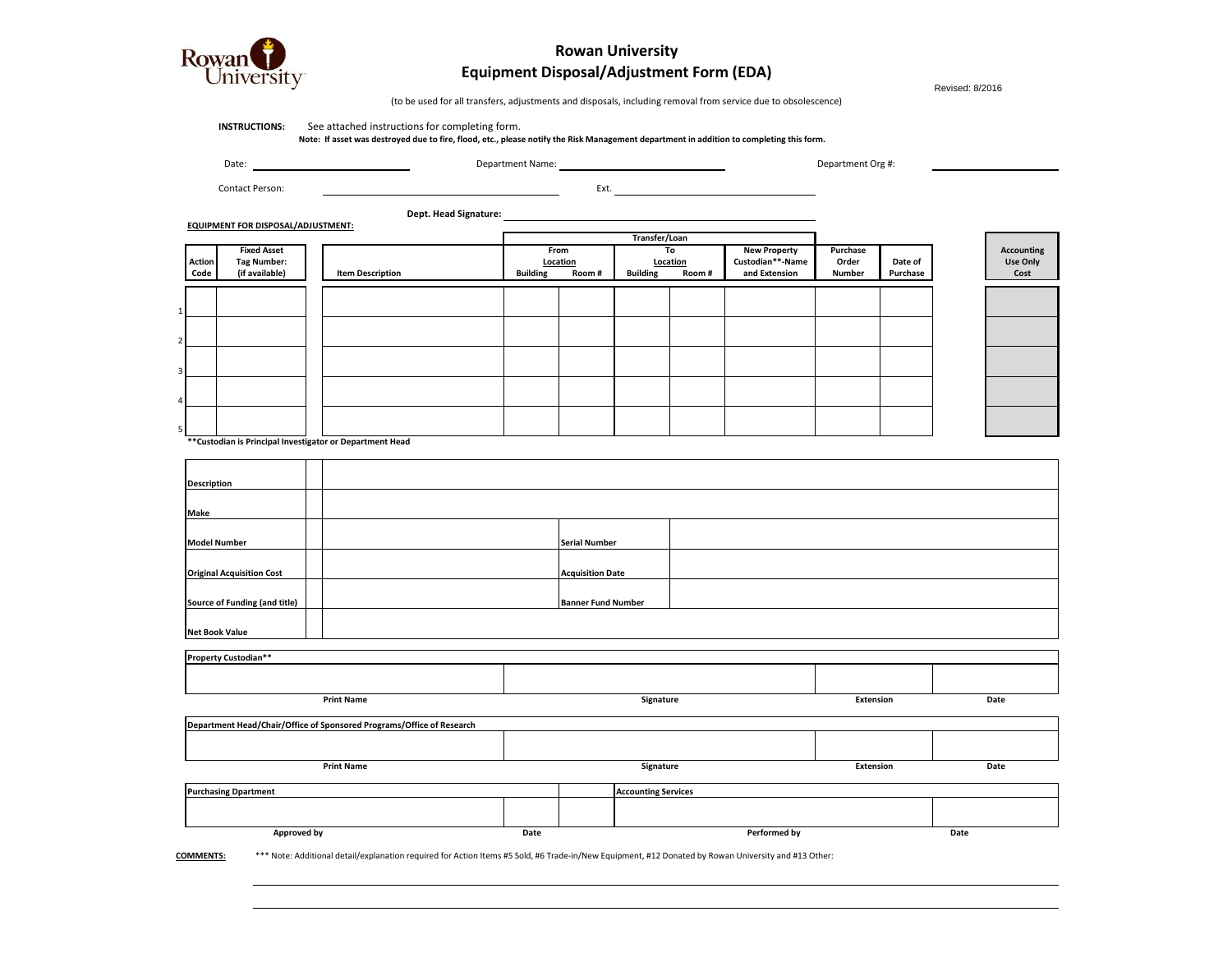# Rowan University
## Equipment Disposal/Adjustment Form (EDA)

Revised: 8/2016

(to be used for all transfers, adjustments and disposals, including removal from service due to obsolescence)

**INSTRUCTIONS:** See attached instructions for completing form.

**Note: If asset was destroyed due to fire, flood, etc., please notify the Risk Management department in addition to completing this form.**

Date: ______________________ Department Name: ______________________ Department Org #: ______________________

Contact Person: ______________________ Ext. ______________________

**Dept. Head Signature:** ______________________

**EQUIPMENT FOR DISPOSAL/ADJUSTMENT:**

| | Action Code | Fixed Asset Tag Number: (if available) | Item Description | Transfer/Loan From Location Building | Transfer/Loan From Location Room # | Transfer/Loan To Location Building | Transfer/Loan To Location Room # | New Property Custodian**-Name and Extension | Purchase Order Number | Date of Purchase | Accounting Use Only Cost |
|---|---|---|---|---|---|---|---|---|---|---|---|
| 1 | | | | | | | | | | | |
| 2 | | | | | | | | | | | |
| 3 | | | | | | | | | | | |
| 4 | | | | | | | | | | | |
| 5 | | | | | | | | | | | |

**Custodian is Principal Investigator or Department Head

| | | | |
|---|---|---|---|
| **Description** | | | |
| **Make** | | | |
| **Model Number** | | **Serial Number** | |
| **Original Acquisition Cost** | | **Acquisition Date** | |
| **Source of Funding (and title)** | | **Banner Fund Number** | |
| **Net Book Value** | | | |

**Property Custodian****

| Print Name | Signature | Extension | Date |
|---|---|---|---|
| | | | |

**Department Head/Chair/Office of Sponsored Programs/Office of Research**

| Print Name | Signature | Extension | Date |
|---|---|---|---|
| | | | |

| Purchasing Dpartment | | Accounting Services | |
|---|---|---|---|
| | | | |
| **Approved by** | **Date** | **Performed by** | **Date** |

**COMMENTS:** *** Note: Additional detail/explanation required for Action Items #5 Sold, #6 Trade-in/New Equipment, #12 Donated by Rowan University and #13 Other:

______________________________________________________________________

______________________________________________________________________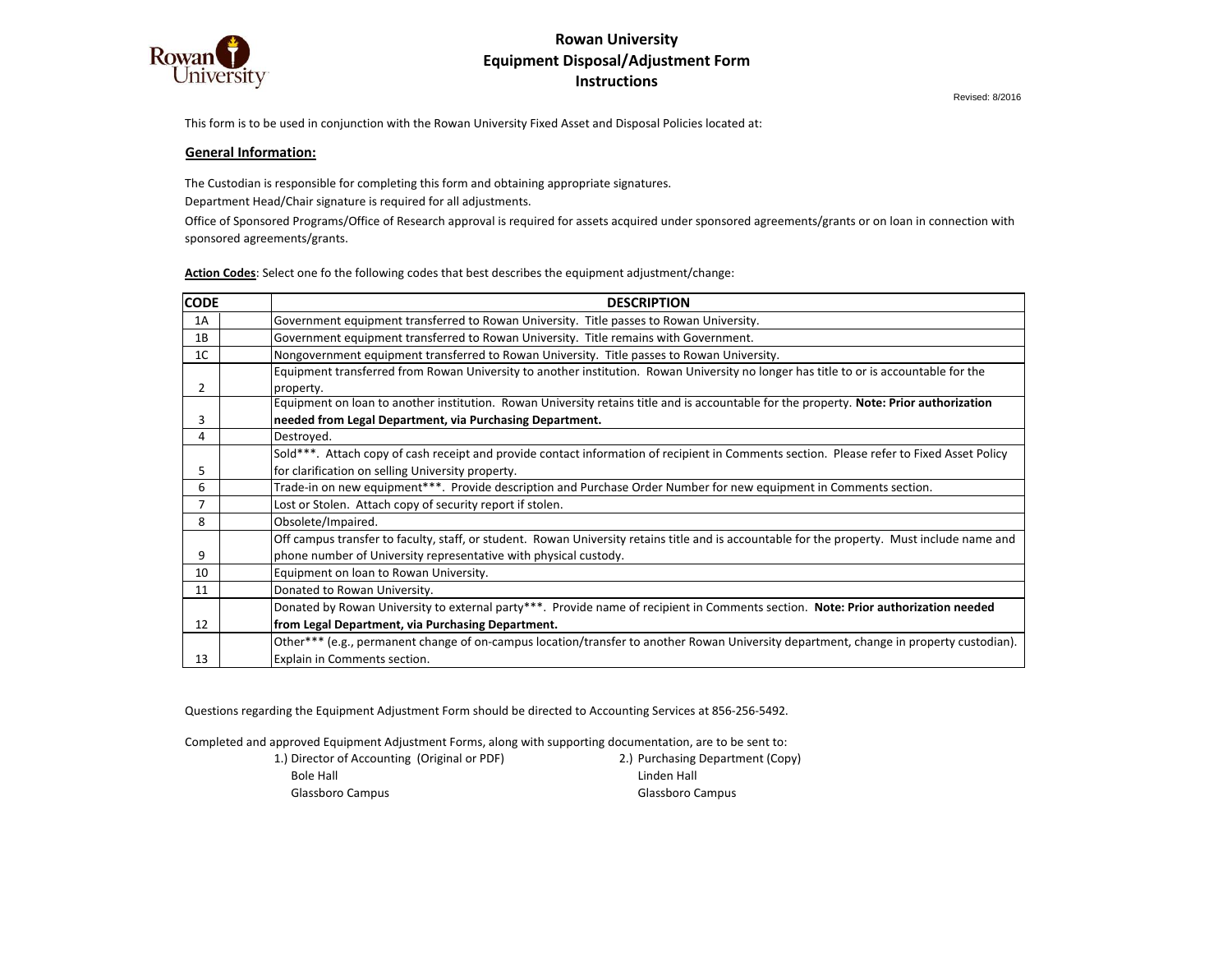# Rowan University
## Equipment Disposal/Adjustment Form
## Instructions

Revised: 8/2016

This form is to be used in conjunction with the Rowan University Fixed Asset and Disposal Policies located at:

**General Information:**

The Custodian is responsible for completing this form and obtaining appropriate signatures.

Department Head/Chair signature is required for all adjustments.

Office of Sponsored Programs/Office of Research approval is required for assets acquired under sponsored agreements/grants or on loan in connection with sponsored agreements/grants.

**Action Codes**: Select one fo the following codes that best describes the equipment adjustment/change:

| CODE | | DESCRIPTION |
|---|---|---|
| 1A | | Government equipment transferred to Rowan University. Title passes to Rowan University. |
| 1B | | Government equipment transferred to Rowan University. Title remains with Government. |
| 1C | | Nongovernment equipment transferred to Rowan University. Title passes to Rowan University. |
| 2 | | Equipment transferred from Rowan University to another institution. Rowan University no longer has title to or is accountable for the property. |
| 3 | | Equipment on loan to another institution. Rowan University retains title and is accountable for the property. **Note: Prior authorization needed from Legal Department, via Purchasing Department.** |
| 4 | | Destroyed. |
| 5 | | Sold***. Attach copy of cash receipt and provide contact information of recipient in Comments section. Please refer to Fixed Asset Policy for clarification on selling University property. |
| 6 | | Trade-in on new equipment***. Provide description and Purchase Order Number for new equipment in Comments section. |
| 7 | | Lost or Stolen. Attach copy of security report if stolen. |
| 8 | | Obsolete/Impaired. |
| 9 | | Off campus transfer to faculty, staff, or student. Rowan University retains title and is accountable for the property. Must include name and phone number of University representative with physical custody. |
| 10 | | Equipment on loan to Rowan University. |
| 11 | | Donated to Rowan University. |
| 12 | | Donated by Rowan University to external party***. Provide name of recipient in Comments section. **Note: Prior authorization needed from Legal Department, via Purchasing Department.** |
| 13 | | Other*** (e.g., permanent change of on-campus location/transfer to another Rowan University department, change in property custodian). Explain in Comments section. |

Questions regarding the Equipment Adjustment Form should be directed to Accounting Services at 856-256-5492.

Completed and approved Equipment Adjustment Forms, along with supporting documentation, are to be sent to:

1.) Director of Accounting (Original or PDF)
Bole Hall
Glassboro Campus

2.) Purchasing Department (Copy)
Linden Hall
Glassboro Campus